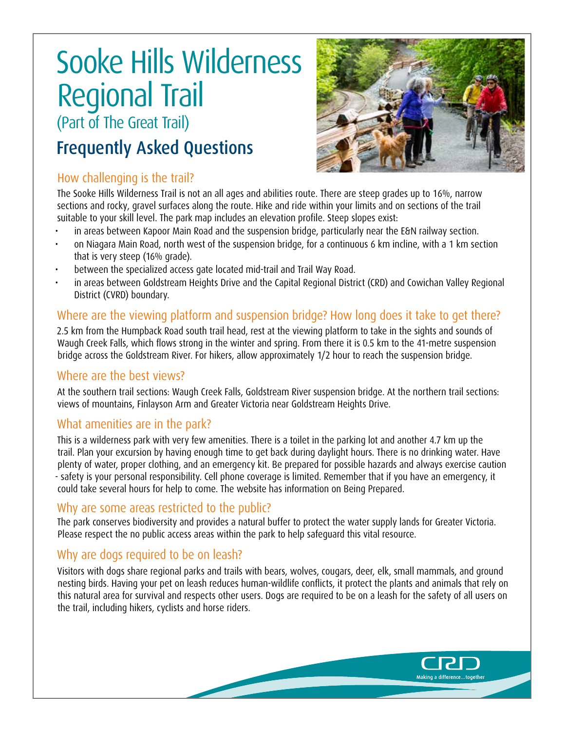# Sooke Hills Wilderness Regional Trail

(Part of The Great Trail)

## Frequently Asked Questions

### How challenging is the trail?

The Sooke Hills Wilderness Trail is not an all ages and abilities route. There are steep grades up to 16%, narrow sections and rocky, gravel surfaces along the route. Hike and ride within your limits and on sections of the trail suitable to your skill level. The park map includes an elevation profile. Steep slopes exist:

- in areas between Kapoor Main Road and the suspension bridge, particularly near the E&N railway section.
- on Niagara Main Road, north west of the suspension bridge, for a continuous 6 km incline, with a 1 km section that is very steep (16% grade).
- between the specialized access gate located mid-trail and Trail Way Road.
- in areas between Goldstream Heights Drive and the Capital Regional District (CRD) and Cowichan Valley Regional District (CVRD) boundary.

### Where are the viewing platform and suspension bridge? How long does it take to get there?

2.5 km from the Humpback Road south trail head, rest at the viewing platform to take in the sights and sounds of Waugh Creek Falls, which flows strong in the winter and spring. From there it is 0.5 km to the 41-metre suspension bridge across the Goldstream River. For hikers, allow approximately 1/2 hour to reach the suspension bridge.

### Where are the best views?

At the southern trail sections: Waugh Creek Falls, Goldstream River suspension bridge. At the northern trail sections: views of mountains, Finlayson Arm and Greater Victoria near Goldstream Heights Drive.

### What amenities are in the park?

This is a wilderness park with very few amenities. There is a toilet in the parking lot and another 4.7 km up the trail. Plan your excursion by having enough time to get back during daylight hours. There is no drinking water. Have plenty of water, proper clothing, and an emergency kit. Be prepared for possible hazards and always exercise caution - safety is your personal responsibility. Cell phone coverage is limited. Remember that if you have an emergency, it could take several hours for help to come. The website has information on Being Prepared.

### Why are some areas restricted to the public?

The park conserves biodiversity and provides a natural buffer to protect the water supply lands for Greater Victoria. Please respect the no public access areas within the park to help safeguard this vital resource.

### Why are dogs required to be on leash?

Visitors with dogs share regional parks and trails with bears, wolves, cougars, deer, elk, small mammals, and ground nesting birds. Having your pet on leash reduces human-wildlife conflicts, it protect the plants and animals that rely on this natural area for survival and respects other users. Dogs are required to be on a leash for the safety of all users on the trail, including hikers, cyclists and horse riders.

CRD
Making a difference...together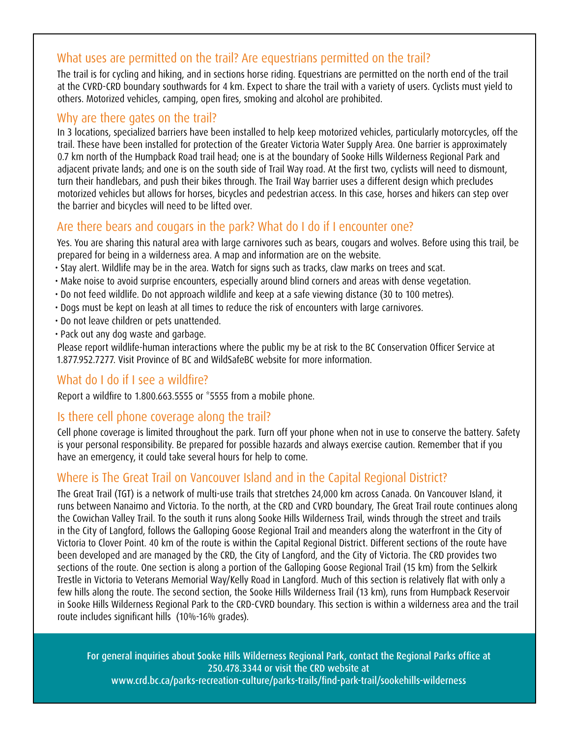## What uses are permitted on the trail? Are equestrians permitted on the trail?

The trail is for cycling and hiking, and in sections horse riding. Equestrians are permitted on the north end of the trail at the CVRD-CRD boundary southwards for 4 km. Expect to share the trail with a variety of users. Cyclists must yield to others. Motorized vehicles, camping, open fires, smoking and alcohol are prohibited.

## Why are there gates on the trail?

In 3 locations, specialized barriers have been installed to help keep motorized vehicles, particularly motorcycles, off the trail. These have been installed for protection of the Greater Victoria Water Supply Area. One barrier is approximately 0.7 km north of the Humpback Road trail head; one is at the boundary of Sooke Hills Wilderness Regional Park and adjacent private lands; and one is on the south side of Trail Way road. At the first two, cyclists will need to dismount, turn their handlebars, and push their bikes through. The Trail Way barrier uses a different design which precludes motorized vehicles but allows for horses, bicycles and pedestrian access. In this case, horses and hikers can step over the barrier and bicycles will need to be lifted over.

## Are there bears and cougars in the park? What do I do if I encounter one?

Yes. You are sharing this natural area with large carnivores such as bears, cougars and wolves. Before using this trail, be prepared for being in a wilderness area. A map and information are on the website.

- Stay alert. Wildlife may be in the area. Watch for signs such as tracks, claw marks on trees and scat.
- Make noise to avoid surprise encounters, especially around blind corners and areas with dense vegetation.
- Do not feed wildlife. Do not approach wildlife and keep at a safe viewing distance (30 to 100 metres).
- Dogs must be kept on leash at all times to reduce the risk of encounters with large carnivores.
- Do not leave children or pets unattended.
- Pack out any dog waste and garbage.

Please report wildlife-human interactions where the public my be at risk to the BC Conservation Officer Service at 1.877.952.7277. Visit Province of BC and WildSafeBC website for more information.

## What do I do if I see a wildfire?

Report a wildfire to 1.800.663.5555 or *5555 from a mobile phone.

## Is there cell phone coverage along the trail?

Cell phone coverage is limited throughout the park. Turn off your phone when not in use to conserve the battery. Safety is your personal responsibility. Be prepared for possible hazards and always exercise caution. Remember that if you have an emergency, it could take several hours for help to come.

## Where is The Great Trail on Vancouver Island and in the Capital Regional District?

The Great Trail (TGT) is a network of multi-use trails that stretches 24,000 km across Canada. On Vancouver Island, it runs between Nanaimo and Victoria. To the north, at the CRD and CVRD boundary, The Great Trail route continues along the Cowichan Valley Trail. To the south it runs along Sooke Hills Wilderness Trail, winds through the street and trails in the City of Langford, follows the Galloping Goose Regional Trail and meanders along the waterfront in the City of Victoria to Clover Point. 40 km of the route is within the Capital Regional District. Different sections of the route have been developed and are managed by the CRD, the City of Langford, and the City of Victoria. The CRD provides two sections of the route. One section is along a portion of the Galloping Goose Regional Trail (15 km) from the Selkirk Trestle in Victoria to Veterans Memorial Way/Kelly Road in Langford. Much of this section is relatively flat with only a few hills along the route. The second section, the Sooke Hills Wilderness Trail (13 km), runs from Humpback Reservoir in Sooke Hills Wilderness Regional Park to the CRD-CVRD boundary. This section is within a wilderness area and the trail route includes significant hills (10%-16% grades).

For general inquiries about Sooke Hills Wilderness Regional Park, contact the Regional Parks office at 250.478.3344 or visit the CRD website at www.crd.bc.ca/parks-recreation-culture/parks-trails/find-park-trail/sookehills-wilderness